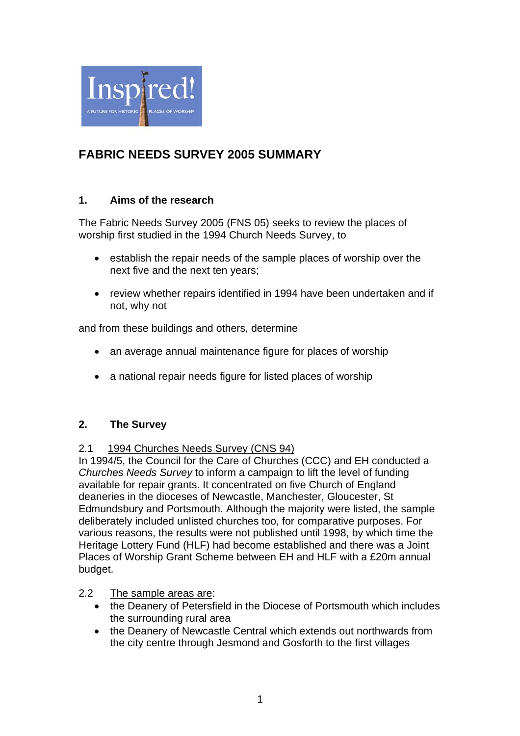# FABRIC NEEDS SURVEY 2005 SUMMARY

## 1. Aims of the research

The Fabric Needs Survey 2005 (FNS 05) seeks to review the places of worship first studied in the 1994 Church Needs Survey, to

- establish the repair needs of the sample places of worship over the next five and the next ten years;
- review whether repairs identified in 1994 have been undertaken and if not, why not

and from these buildings and others, determine

- an average annual maintenance figure for places of worship
- a national repair needs figure for listed places of worship

## 2. The Survey

2.1 <u>1994 Churches Needs Survey (CNS 94)</u>
In 1994/5, the Council for the Care of Churches (CCC) and EH conducted a *Churches Needs Survey* to inform a campaign to lift the level of funding available for repair grants. It concentrated on five Church of England deaneries in the dioceses of Newcastle, Manchester, Gloucester, St Edmundsbury and Portsmouth. Although the majority were listed, the sample deliberately included unlisted churches too, for comparative purposes. For various reasons, the results were not published until 1998, by which time the Heritage Lottery Fund (HLF) had become established and there was a Joint Places of Worship Grant Scheme between EH and HLF with a £20m annual budget.

2.2 <u>The sample areas are</u>:

- the Deanery of Petersfield in the Diocese of Portsmouth which includes the surrounding rural area
- the Deanery of Newcastle Central which extends out northwards from the city centre through Jesmond and Gosforth to the first villages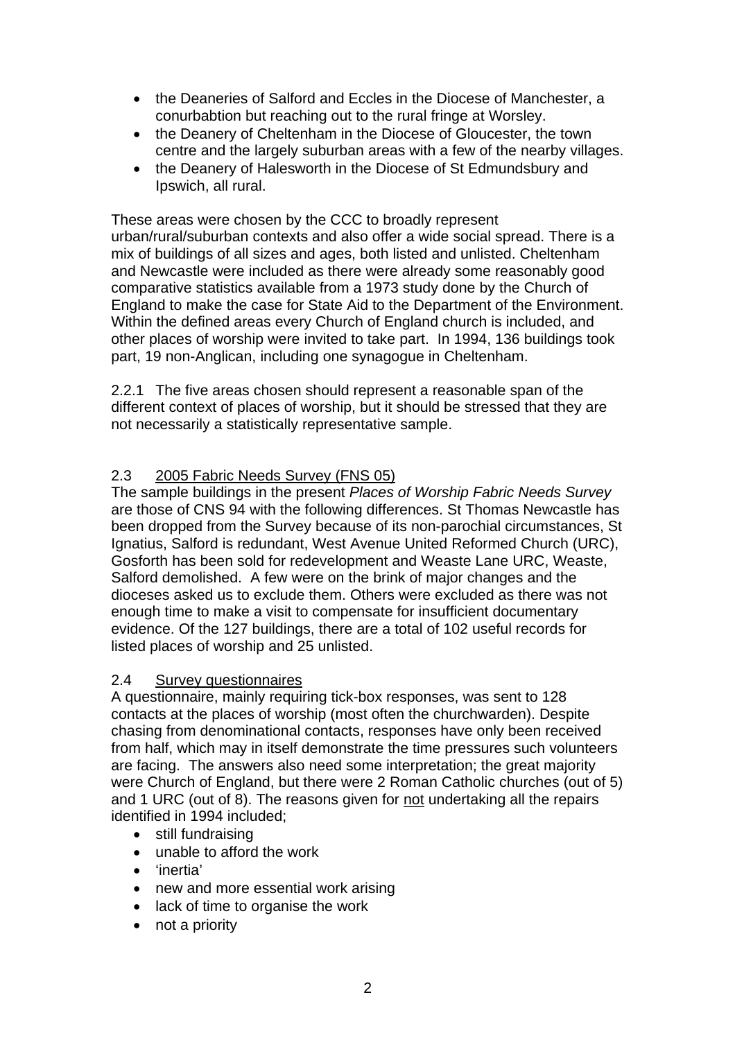- the Deaneries of Salford and Eccles in the Diocese of Manchester, a conurbabtion but reaching out to the rural fringe at Worsley.
- the Deanery of Cheltenham in the Diocese of Gloucester, the town centre and the largely suburban areas with a few of the nearby villages.
- the Deanery of Halesworth in the Diocese of St Edmundsbury and Ipswich, all rural.

These areas were chosen by the CCC to broadly represent urban/rural/suburban contexts and also offer a wide social spread. There is a mix of buildings of all sizes and ages, both listed and unlisted. Cheltenham and Newcastle were included as there were already some reasonably good comparative statistics available from a 1973 study done by the Church of England to make the case for State Aid to the Department of the Environment. Within the defined areas every Church of England church is included, and other places of worship were invited to take part. In 1994, 136 buildings took part, 19 non-Anglican, including one synagogue in Cheltenham.

2.2.1 The five areas chosen should represent a reasonable span of the different context of places of worship, but it should be stressed that they are not necessarily a statistically representative sample.

## 2.3 2005 Fabric Needs Survey (FNS 05)

The sample buildings in the present *Places of Worship Fabric Needs Survey* are those of CNS 94 with the following differences. St Thomas Newcastle has been dropped from the Survey because of its non-parochial circumstances, St Ignatius, Salford is redundant, West Avenue United Reformed Church (URC), Gosforth has been sold for redevelopment and Weaste Lane URC, Weaste, Salford demolished. A few were on the brink of major changes and the dioceses asked us to exclude them. Others were excluded as there was not enough time to make a visit to compensate for insufficient documentary evidence. Of the 127 buildings, there are a total of 102 useful records for listed places of worship and 25 unlisted.

## 2.4 Survey questionnaires

A questionnaire, mainly requiring tick-box responses, was sent to 128 contacts at the places of worship (most often the churchwarden). Despite chasing from denominational contacts, responses have only been received from half, which may in itself demonstrate the time pressures such volunteers are facing. The answers also need some interpretation; the great majority were Church of England, but there were 2 Roman Catholic churches (out of 5) and 1 URC (out of 8). The reasons given for not undertaking all the repairs identified in 1994 included;

- still fundraising
- unable to afford the work
- 'inertia'
- new and more essential work arising
- lack of time to organise the work
- not a priority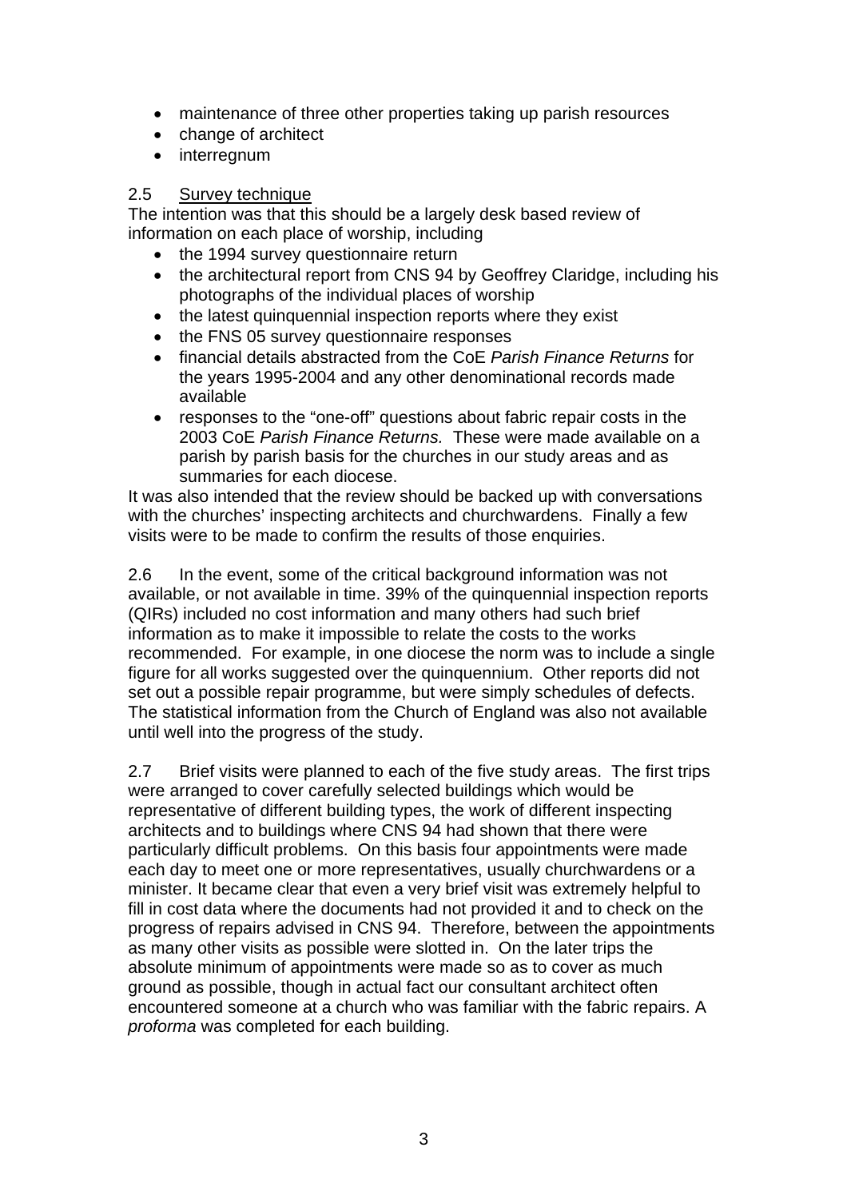- maintenance of three other properties taking up parish resources
- change of architect
- interregnum

2.5 Survey technique

The intention was that this should be a largely desk based review of information on each place of worship, including

- the 1994 survey questionnaire return
- the architectural report from CNS 94 by Geoffrey Claridge, including his photographs of the individual places of worship
- the latest quinquennial inspection reports where they exist
- the FNS 05 survey questionnaire responses
- financial details abstracted from the CoE *Parish Finance Returns* for the years 1995-2004 and any other denominational records made available
- responses to the "one-off" questions about fabric repair costs in the 2003 CoE *Parish Finance Returns.* These were made available on a parish by parish basis for the churches in our study areas and as summaries for each diocese.

It was also intended that the review should be backed up with conversations with the churches' inspecting architects and churchwardens. Finally a few visits were to be made to confirm the results of those enquiries.

2.6 In the event, some of the critical background information was not available, or not available in time. 39% of the quinquennial inspection reports (QIRs) included no cost information and many others had such brief information as to make it impossible to relate the costs to the works recommended. For example, in one diocese the norm was to include a single figure for all works suggested over the quinquennium. Other reports did not set out a possible repair programme, but were simply schedules of defects. The statistical information from the Church of England was also not available until well into the progress of the study.

2.7 Brief visits were planned to each of the five study areas. The first trips were arranged to cover carefully selected buildings which would be representative of different building types, the work of different inspecting architects and to buildings where CNS 94 had shown that there were particularly difficult problems. On this basis four appointments were made each day to meet one or more representatives, usually churchwardens or a minister. It became clear that even a very brief visit was extremely helpful to fill in cost data where the documents had not provided it and to check on the progress of repairs advised in CNS 94. Therefore, between the appointments as many other visits as possible were slotted in. On the later trips the absolute minimum of appointments were made so as to cover as much ground as possible, though in actual fact our consultant architect often encountered someone at a church who was familiar with the fabric repairs. A *proforma* was completed for each building.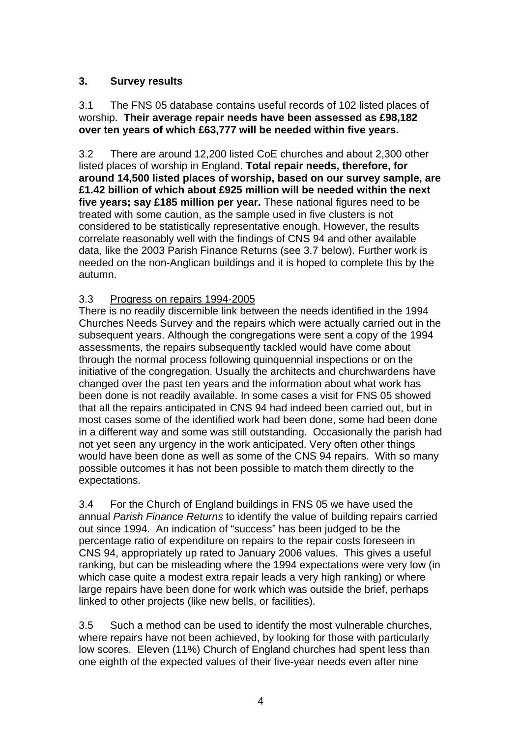## 3. Survey results

3.1 The FNS 05 database contains useful records of 102 listed places of worship. **Their average repair needs have been assessed as £98,182 over ten years of which £63,777 will be needed within five years.**

3.2 There are around 12,200 listed CoE churches and about 2,300 other listed places of worship in England. **Total repair needs, therefore, for around 14,500 listed places of worship, based on our survey sample, are £1.42 billion of which about £925 million will be needed within the next five years; say £185 million per year.** These national figures need to be treated with some caution, as the sample used in five clusters is not considered to be statistically representative enough. However, the results correlate reasonably well with the findings of CNS 94 and other available data, like the 2003 Parish Finance Returns (see 3.7 below). Further work is needed on the non-Anglican buildings and it is hoped to complete this by the autumn.

3.3 Progress on repairs 1994-2005

There is no readily discernible link between the needs identified in the 1994 Churches Needs Survey and the repairs which were actually carried out in the subsequent years. Although the congregations were sent a copy of the 1994 assessments, the repairs subsequently tackled would have come about through the normal process following quinquennial inspections or on the initiative of the congregation. Usually the architects and churchwardens have changed over the past ten years and the information about what work has been done is not readily available. In some cases a visit for FNS 05 showed that all the repairs anticipated in CNS 94 had indeed been carried out, but in most cases some of the identified work had been done, some had been done in a different way and some was still outstanding. Occasionally the parish had not yet seen any urgency in the work anticipated. Very often other things would have been done as well as some of the CNS 94 repairs. With so many possible outcomes it has not been possible to match them directly to the expectations.

3.4 For the Church of England buildings in FNS 05 we have used the annual *Parish Finance Returns* to identify the value of building repairs carried out since 1994. An indication of "success" has been judged to be the percentage ratio of expenditure on repairs to the repair costs foreseen in CNS 94, appropriately up rated to January 2006 values. This gives a useful ranking, but can be misleading where the 1994 expectations were very low (in which case quite a modest extra repair leads a very high ranking) or where large repairs have been done for work which was outside the brief, perhaps linked to other projects (like new bells, or facilities).

3.5 Such a method can be used to identify the most vulnerable churches, where repairs have not been achieved, by looking for those with particularly low scores. Eleven (11%) Church of England churches had spent less than one eighth of the expected values of their five-year needs even after nine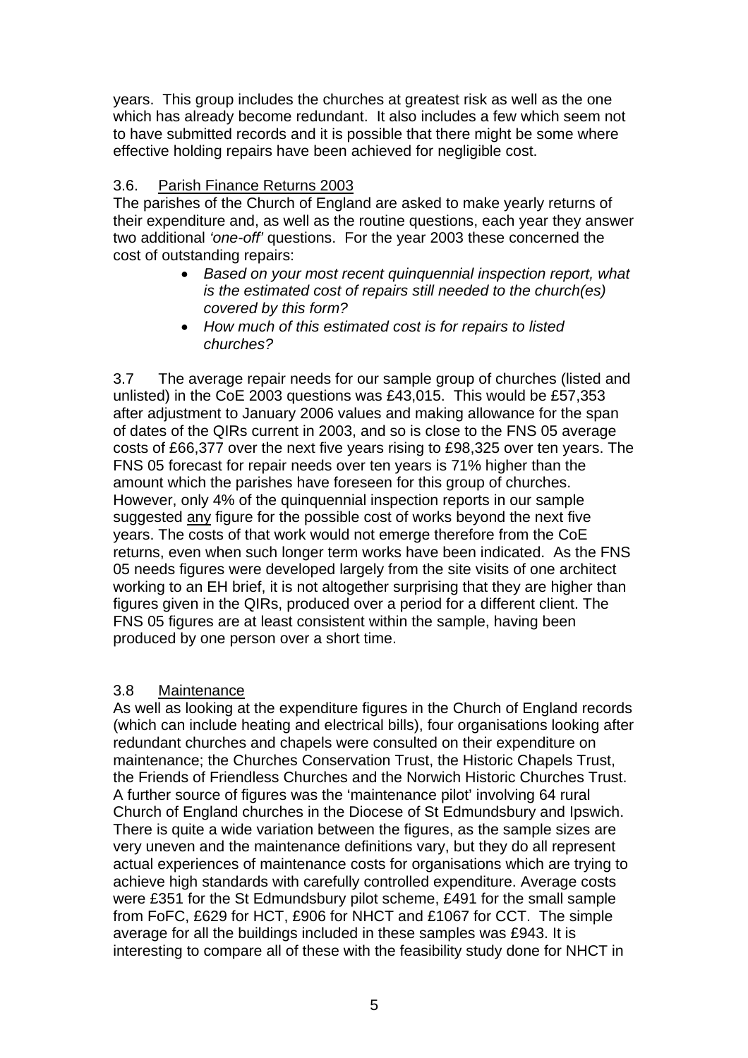years. This group includes the churches at greatest risk as well as the one which has already become redundant. It also includes a few which seem not to have submitted records and it is possible that there might be some where effective holding repairs have been achieved for negligible cost.

### 3.6. Parish Finance Returns 2003

The parishes of the Church of England are asked to make yearly returns of their expenditure and, as well as the routine questions, each year they answer two additional *'one-off'* questions. For the year 2003 these concerned the cost of outstanding repairs:

- *Based on your most recent quinquennial inspection report, what is the estimated cost of repairs still needed to the church(es) covered by this form?*
- *How much of this estimated cost is for repairs to listed churches?*

3.7 The average repair needs for our sample group of churches (listed and unlisted) in the CoE 2003 questions was £43,015. This would be £57,353 after adjustment to January 2006 values and making allowance for the span of dates of the QIRs current in 2003, and so is close to the FNS 05 average costs of £66,377 over the next five years rising to £98,325 over ten years. The FNS 05 forecast for repair needs over ten years is 71% higher than the amount which the parishes have foreseen for this group of churches. However, only 4% of the quinquennial inspection reports in our sample suggested any figure for the possible cost of works beyond the next five years. The costs of that work would not emerge therefore from the CoE returns, even when such longer term works have been indicated. As the FNS 05 needs figures were developed largely from the site visits of one architect working to an EH brief, it is not altogether surprising that they are higher than figures given in the QIRs, produced over a period for a different client. The FNS 05 figures are at least consistent within the sample, having been produced by one person over a short time.

### 3.8 Maintenance

As well as looking at the expenditure figures in the Church of England records (which can include heating and electrical bills), four organisations looking after redundant churches and chapels were consulted on their expenditure on maintenance; the Churches Conservation Trust, the Historic Chapels Trust, the Friends of Friendless Churches and the Norwich Historic Churches Trust. A further source of figures was the 'maintenance pilot' involving 64 rural Church of England churches in the Diocese of St Edmundsbury and Ipswich. There is quite a wide variation between the figures, as the sample sizes are very uneven and the maintenance definitions vary, but they do all represent actual experiences of maintenance costs for organisations which are trying to achieve high standards with carefully controlled expenditure. Average costs were £351 for the St Edmundsbury pilot scheme, £491 for the small sample from FoFC, £629 for HCT, £906 for NHCT and £1067 for CCT. The simple average for all the buildings included in these samples was £943. It is interesting to compare all of these with the feasibility study done for NHCT in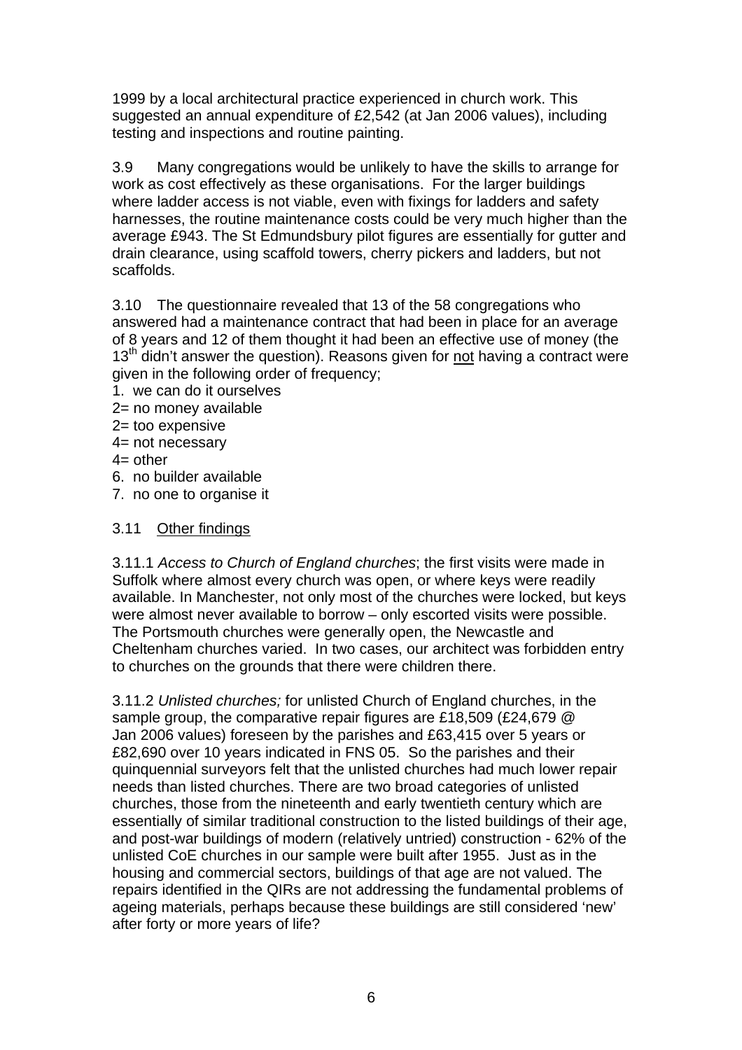1999 by a local architectural practice experienced in church work. This suggested an annual expenditure of £2,542 (at Jan 2006 values), including testing and inspections and routine painting.

3.9 Many congregations would be unlikely to have the skills to arrange for work as cost effectively as these organisations. For the larger buildings where ladder access is not viable, even with fixings for ladders and safety harnesses, the routine maintenance costs could be very much higher than the average £943. The St Edmundsbury pilot figures are essentially for gutter and drain clearance, using scaffold towers, cherry pickers and ladders, but not scaffolds.

3.10 The questionnaire revealed that 13 of the 58 congregations who answered had a maintenance contract that had been in place for an average of 8 years and 12 of them thought it had been an effective use of money (the 13th didn't answer the question). Reasons given for <u>not</u> having a contract were given in the following order of frequency;

1. we can do it ourselves
2= no money available
2= too expensive
4= not necessary
4= other
6. no builder available
7. no one to organise it

3.11 <u>Other findings</u>

3.11.1 *Access to Church of England churches*; the first visits were made in Suffolk where almost every church was open, or where keys were readily available. In Manchester, not only most of the churches were locked, but keys were almost never available to borrow – only escorted visits were possible. The Portsmouth churches were generally open, the Newcastle and Cheltenham churches varied. In two cases, our architect was forbidden entry to churches on the grounds that there were children there.

3.11.2 *Unlisted churches;* for unlisted Church of England churches, in the sample group, the comparative repair figures are £18,509 (£24,679 @ Jan 2006 values) foreseen by the parishes and £63,415 over 5 years or £82,690 over 10 years indicated in FNS 05. So the parishes and their quinquennial surveyors felt that the unlisted churches had much lower repair needs than listed churches. There are two broad categories of unlisted churches, those from the nineteenth and early twentieth century which are essentially of similar traditional construction to the listed buildings of their age, and post-war buildings of modern (relatively untried) construction - 62% of the unlisted CoE churches in our sample were built after 1955. Just as in the housing and commercial sectors, buildings of that age are not valued. The repairs identified in the QIRs are not addressing the fundamental problems of ageing materials, perhaps because these buildings are still considered 'new' after forty or more years of life?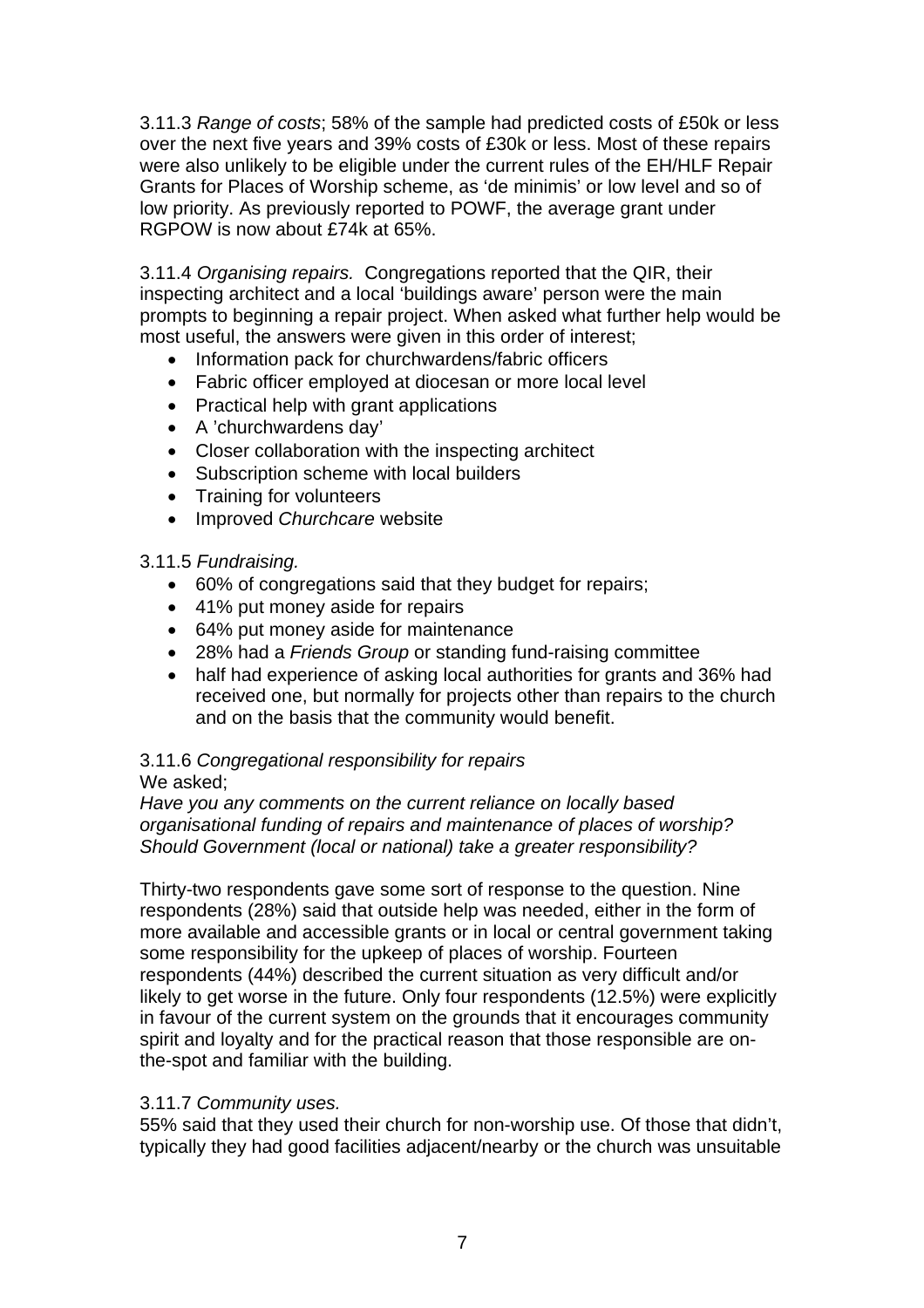3.11.3 *Range of costs*; 58% of the sample had predicted costs of £50k or less over the next five years and 39% costs of £30k or less. Most of these repairs were also unlikely to be eligible under the current rules of the EH/HLF Repair Grants for Places of Worship scheme, as 'de minimis' or low level and so of low priority. As previously reported to POWF, the average grant under RGPOW is now about £74k at 65%.

3.11.4 *Organising repairs.* Congregations reported that the QIR, their inspecting architect and a local 'buildings aware' person were the main prompts to beginning a repair project. When asked what further help would be most useful, the answers were given in this order of interest;

- Information pack for churchwardens/fabric officers
- Fabric officer employed at diocesan or more local level
- Practical help with grant applications
- A 'churchwardens day'
- Closer collaboration with the inspecting architect
- Subscription scheme with local builders
- Training for volunteers
- Improved *Churchcare* website

3.11.5 *Fundraising.*

- 60% of congregations said that they budget for repairs;
- 41% put money aside for repairs
- 64% put money aside for maintenance
- 28% had a *Friends Group* or standing fund-raising committee
- half had experience of asking local authorities for grants and 36% had received one, but normally for projects other than repairs to the church and on the basis that the community would benefit.

3.11.6 *Congregational responsibility for repairs*

We asked;

*Have you any comments on the current reliance on locally based organisational funding of repairs and maintenance of places of worship? Should Government (local or national) take a greater responsibility?*

Thirty-two respondents gave some sort of response to the question. Nine respondents (28%) said that outside help was needed, either in the form of more available and accessible grants or in local or central government taking some responsibility for the upkeep of places of worship. Fourteen respondents (44%) described the current situation as very difficult and/or likely to get worse in the future. Only four respondents (12.5%) were explicitly in favour of the current system on the grounds that it encourages community spirit and loyalty and for the practical reason that those responsible are on-the-spot and familiar with the building.

3.11.7 *Community uses.*

55% said that they used their church for non-worship use. Of those that didn't, typically they had good facilities adjacent/nearby or the church was unsuitable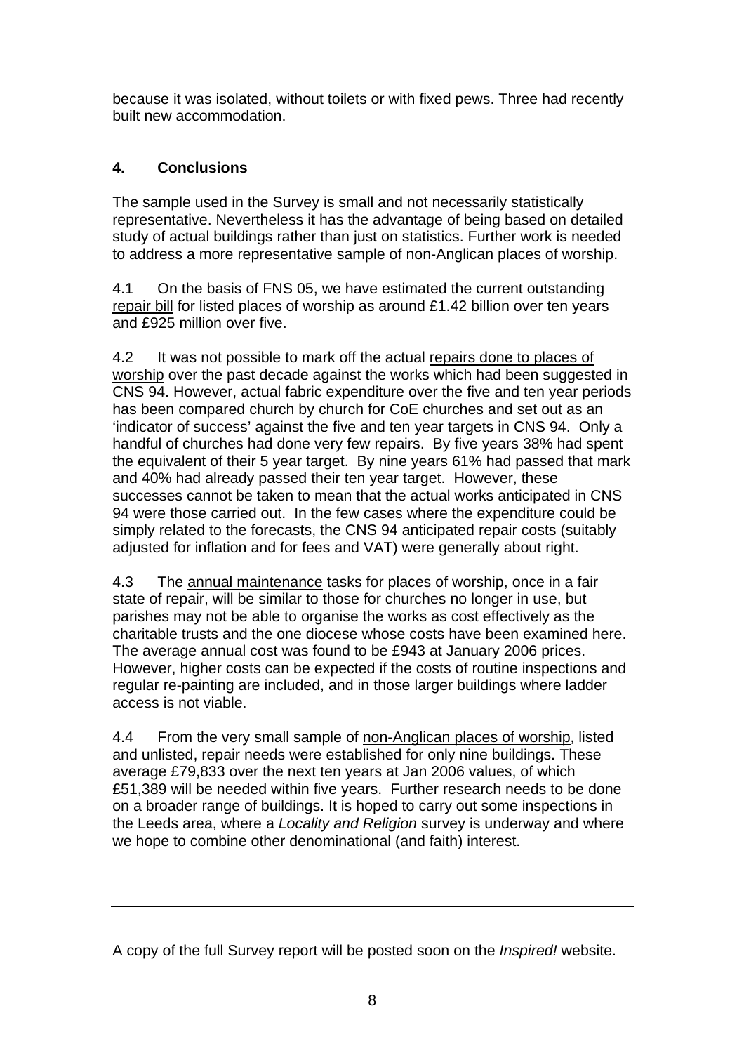because it was isolated, without toilets or with fixed pews. Three had recently built new accommodation.

## 4. Conclusions

The sample used in the Survey is small and not necessarily statistically representative. Nevertheless it has the advantage of being based on detailed study of actual buildings rather than just on statistics. Further work is needed to address a more representative sample of non-Anglican places of worship.

4.1 On the basis of FNS 05, we have estimated the current outstanding repair bill for listed places of worship as around £1.42 billion over ten years and £925 million over five.

4.2 It was not possible to mark off the actual repairs done to places of worship over the past decade against the works which had been suggested in CNS 94. However, actual fabric expenditure over the five and ten year periods has been compared church by church for CoE churches and set out as an 'indicator of success' against the five and ten year targets in CNS 94. Only a handful of churches had done very few repairs. By five years 38% had spent the equivalent of their 5 year target. By nine years 61% had passed that mark and 40% had already passed their ten year target. However, these successes cannot be taken to mean that the actual works anticipated in CNS 94 were those carried out. In the few cases where the expenditure could be simply related to the forecasts, the CNS 94 anticipated repair costs (suitably adjusted for inflation and for fees and VAT) were generally about right.

4.3 The annual maintenance tasks for places of worship, once in a fair state of repair, will be similar to those for churches no longer in use, but parishes may not be able to organise the works as cost effectively as the charitable trusts and the one diocese whose costs have been examined here. The average annual cost was found to be £943 at January 2006 prices. However, higher costs can be expected if the costs of routine inspections and regular re-painting are included, and in those larger buildings where ladder access is not viable.

4.4 From the very small sample of non-Anglican places of worship, listed and unlisted, repair needs were established for only nine buildings. These average £79,833 over the next ten years at Jan 2006 values, of which £51,389 will be needed within five years. Further research needs to be done on a broader range of buildings. It is hoped to carry out some inspections in the Leeds area, where a *Locality and Religion* survey is underway and where we hope to combine other denominational (and faith) interest.

---

A copy of the full Survey report will be posted soon on the *Inspired!* website.